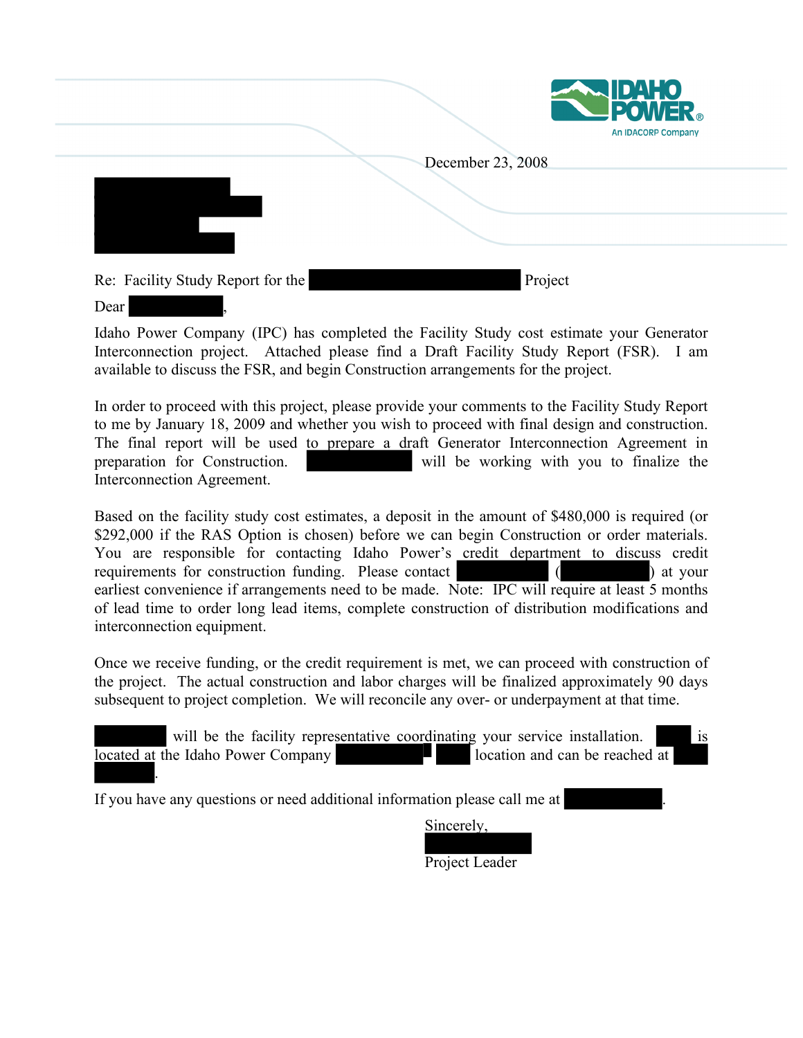IDAHO POWER®
An IDACORP Company

December 23, 2008

Re: Facility Study Report for the Project

Dear ,

Idaho Power Company (IPC) has completed the Facility Study cost estimate your Generator Interconnection project. Attached please find a Draft Facility Study Report (FSR). I am available to discuss the FSR, and begin Construction arrangements for the project.

In order to proceed with this project, please provide your comments to the Facility Study Report to me by January 18, 2009 and whether you wish to proceed with final design and construction. The final report will be used to prepare a draft Generator Interconnection Agreement in preparation for Construction. will be working with you to finalize the Interconnection Agreement.

Based on the facility study cost estimates, a deposit in the amount of $480,000 is required (or $292,000 if the RAS Option is chosen) before we can begin Construction or order materials. You are responsible for contacting Idaho Power's credit department to discuss credit requirements for construction funding. Please contact ( ) at your earliest convenience if arrangements need to be made. Note: IPC will require at least 5 months of lead time to order long lead items, complete construction of distribution modifications and interconnection equipment.

Once we receive funding, or the credit requirement is met, we can proceed with construction of the project. The actual construction and labor charges will be finalized approximately 90 days subsequent to project completion. We will reconcile any over- or underpayment at that time.

will be the facility representative coordinating your service installation. is located at the Idaho Power Company location and can be reached at .

If you have any questions or need additional information please call me at .

Sincerely,

Project Leader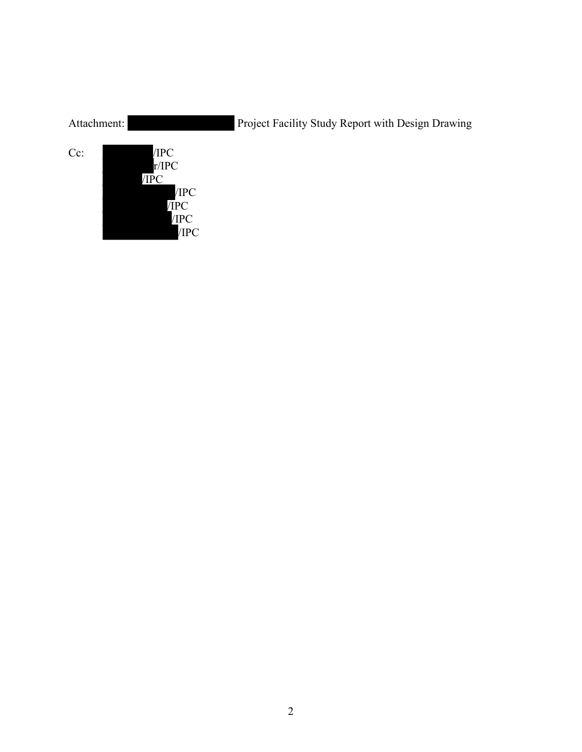Attachment: ████████ Project Facility Study Report with Design Drawing

Cc: ████/IPC
████r/IPC
████/IPC
████/IPC
████/IPC
████/IPC
████/IPC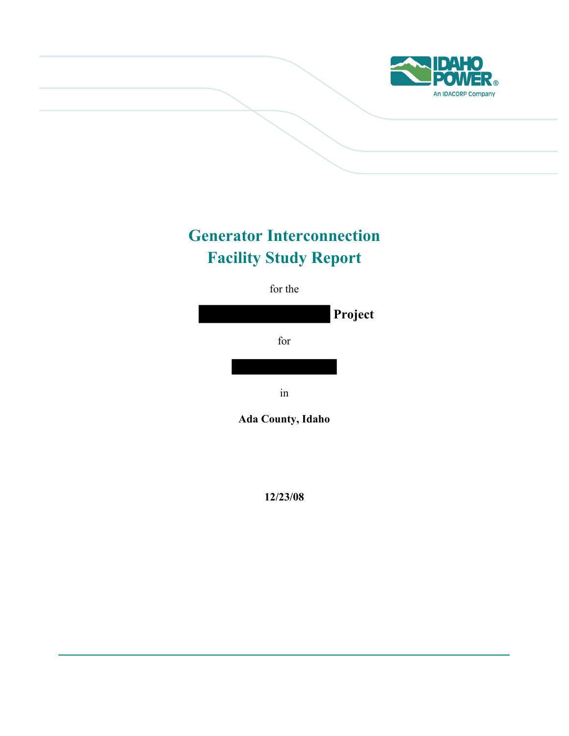# Generator Interconnection Facility Study Report

for the

█████████████ **Project**

for

█████████████

in

**Ada County, Idaho**

**12/23/08**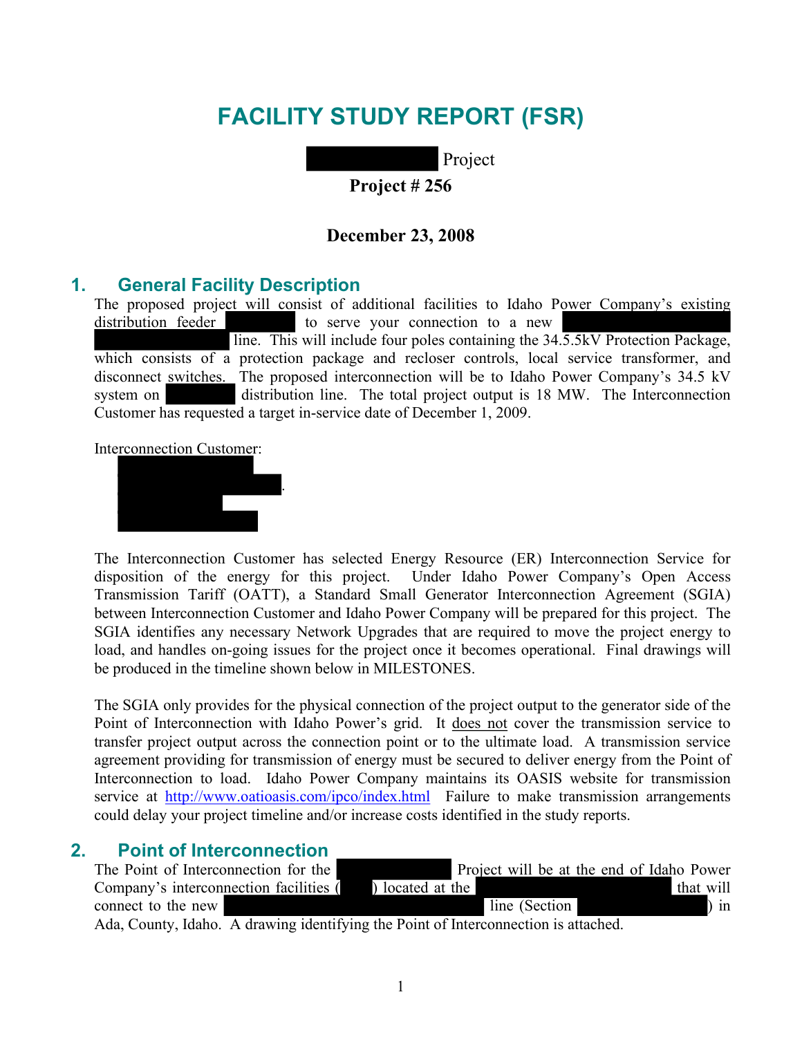# FACILITY STUDY REPORT (FSR)

██████████ Project

**Project # 256**

**December 23, 2008**

## 1. General Facility Description

The proposed project will consist of additional facilities to Idaho Power Company's existing distribution feeder ██████ to serve your connection to a new ████████████ ██████████ line. This will include four poles containing the 34.5.5kV Protection Package, which consists of a protection package and recloser controls, local service transformer, and disconnect switches. The proposed interconnection will be to Idaho Power Company's 34.5 kV system on ██████ distribution line. The total project output is 18 MW. The Interconnection Customer has requested a target in-service date of December 1, 2009.

Interconnection Customer:

██████████
████████████.
████████
██████████

The Interconnection Customer has selected Energy Resource (ER) Interconnection Service for disposition of the energy for this project. Under Idaho Power Company's Open Access Transmission Tariff (OATT), a Standard Small Generator Interconnection Agreement (SGIA) between Interconnection Customer and Idaho Power Company will be prepared for this project. The SGIA identifies any necessary Network Upgrades that are required to move the project energy to load, and handles on-going issues for the project once it becomes operational. Final drawings will be produced in the timeline shown below in MILESTONES.

The SGIA only provides for the physical connection of the project output to the generator side of the Point of Interconnection with Idaho Power's grid. It does not cover the transmission service to transfer project output across the connection point or to the ultimate load. A transmission service agreement providing for transmission of energy must be secured to deliver energy from the Point of Interconnection to load. Idaho Power Company maintains its OASIS website for transmission service at http://www.oatioasis.com/ipco/index.html Failure to make transmission arrangements could delay your project timeline and/or increase costs identified in the study reports.

## 2. Point of Interconnection

The Point of Interconnection for the ██████████ Project will be at the end of Idaho Power Company's interconnection facilities (███) located at the ████████████████ that will connect to the new ████████████████████ line (Section ██████████) in Ada, County, Idaho. A drawing identifying the Point of Interconnection is attached.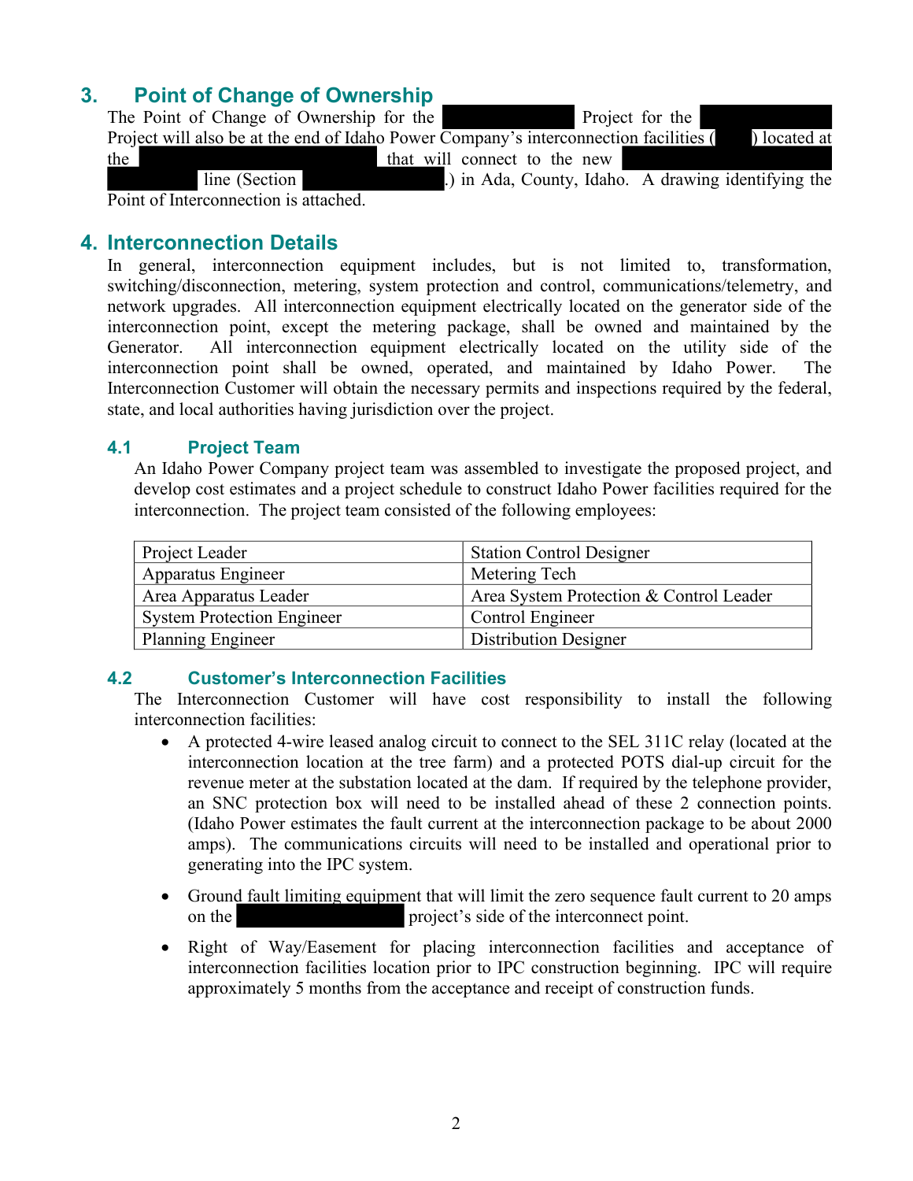## 3. Point of Change of Ownership

The Point of Change of Ownership for the ████████ Project for the ████████ Project will also be at the end of Idaho Power Company's interconnection facilities (████) located at the ████████████ that will connect to the new ████████████ ████████ line (Section ████████████.) in Ada, County, Idaho. A drawing identifying the Point of Interconnection is attached.

## 4. Interconnection Details

In general, interconnection equipment includes, but is not limited to, transformation, switching/disconnection, metering, system protection and control, communications/telemetry, and network upgrades. All interconnection equipment electrically located on the generator side of the interconnection point, except the metering package, shall be owned and maintained by the Generator. All interconnection equipment electrically located on the utility side of the interconnection point shall be owned, operated, and maintained by Idaho Power. The Interconnection Customer will obtain the necessary permits and inspections required by the federal, state, and local authorities having jurisdiction over the project.

### 4.1 Project Team

An Idaho Power Company project team was assembled to investigate the proposed project, and develop cost estimates and a project schedule to construct Idaho Power facilities required for the interconnection. The project team consisted of the following employees:

| | |
|---|---|
| Project Leader | Station Control Designer |
| Apparatus Engineer | Metering Tech |
| Area Apparatus Leader | Area System Protection & Control Leader |
| System Protection Engineer | Control Engineer |
| Planning Engineer | Distribution Designer |

### 4.2 Customer's Interconnection Facilities

The Interconnection Customer will have cost responsibility to install the following interconnection facilities:

- A protected 4-wire leased analog circuit to connect to the SEL 311C relay (located at the interconnection location at the tree farm) and a protected POTS dial-up circuit for the revenue meter at the substation located at the dam. If required by the telephone provider, an SNC protection box will need to be installed ahead of these 2 connection points. (Idaho Power estimates the fault current at the interconnection package to be about 2000 amps). The communications circuits will need to be installed and operational prior to generating into the IPC system.

- Ground fault limiting equipment that will limit the zero sequence fault current to 20 amps on the ████████████ project's side of the interconnect point.

- Right of Way/Easement for placing interconnection facilities and acceptance of interconnection facilities location prior to IPC construction beginning. IPC will require approximately 5 months from the acceptance and receipt of construction funds.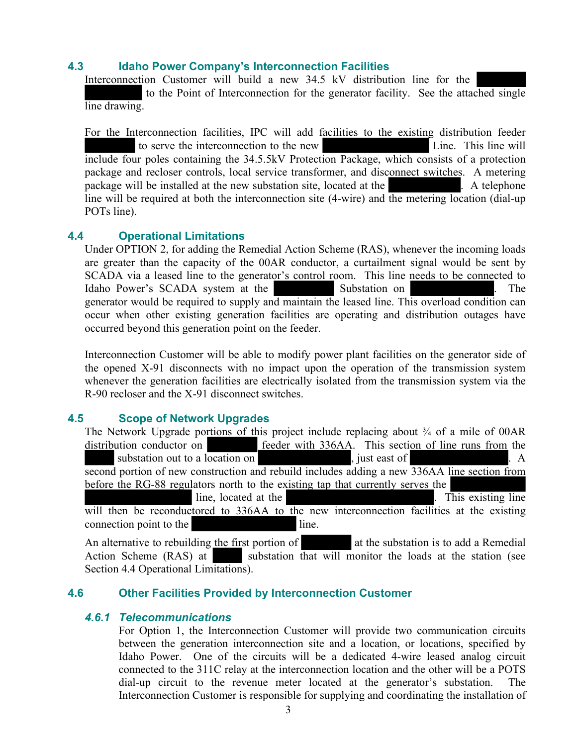## 4.3 Idaho Power Company's Interconnection Facilities

Interconnection Customer will build a new 34.5 kV distribution line for the [REDACTED] to the Point of Interconnection for the generator facility. See the attached single line drawing.

For the Interconnection facilities, IPC will add facilities to the existing distribution feeder [REDACTED] to serve the interconnection to the new [REDACTED] Line. This line will include four poles containing the 34.5.5kV Protection Package, which consists of a protection package and recloser controls, local service transformer, and disconnect switches. A metering package will be installed at the new substation site, located at the [REDACTED]. A telephone line will be required at both the interconnection site (4-wire) and the metering location (dial-up POTs line).

## 4.4 Operational Limitations

Under OPTION 2, for adding the Remedial Action Scheme (RAS), whenever the incoming loads are greater than the capacity of the 00AR conductor, a curtailment signal would be sent by SCADA via a leased line to the generator's control room. This line needs to be connected to Idaho Power's SCADA system at the [REDACTED] Substation on [REDACTED]. The generator would be required to supply and maintain the leased line. This overload condition can occur when other existing generation facilities are operating and distribution outages have occurred beyond this generation point on the feeder.

Interconnection Customer will be able to modify power plant facilities on the generator side of the opened X-91 disconnects with no impact upon the operation of the transmission system whenever the generation facilities are electrically isolated from the transmission system via the R-90 recloser and the X-91 disconnect switches.

## 4.5 Scope of Network Upgrades

The Network Upgrade portions of this project include replacing about ¾ of a mile of 00AR distribution conductor on [REDACTED] feeder with 336AA. This section of line runs from the [REDACTED] substation out to a location on [REDACTED], just east of [REDACTED]. A second portion of new construction and rebuild includes adding a new 336AA line section from before the RG-88 regulators north to the existing tap that currently serves the [REDACTED] line, located at the [REDACTED]. This existing line will then be reconductored to 336AA to the new interconnection facilities at the existing connection point to the [REDACTED] line.

An alternative to rebuilding the first portion of [REDACTED] at the substation is to add a Remedial Action Scheme (RAS) at [REDACTED] substation that will monitor the loads at the station (see Section 4.4 Operational Limitations).

## 4.6 Other Facilities Provided by Interconnection Customer

### *4.6.1 Telecommunications*

For Option 1, the Interconnection Customer will provide two communication circuits between the generation interconnection site and a location, or locations, specified by Idaho Power. One of the circuits will be a dedicated 4-wire leased analog circuit connected to the 311C relay at the interconnection location and the other will be a POTS dial-up circuit to the revenue meter located at the generator's substation. The Interconnection Customer is responsible for supplying and coordinating the installation of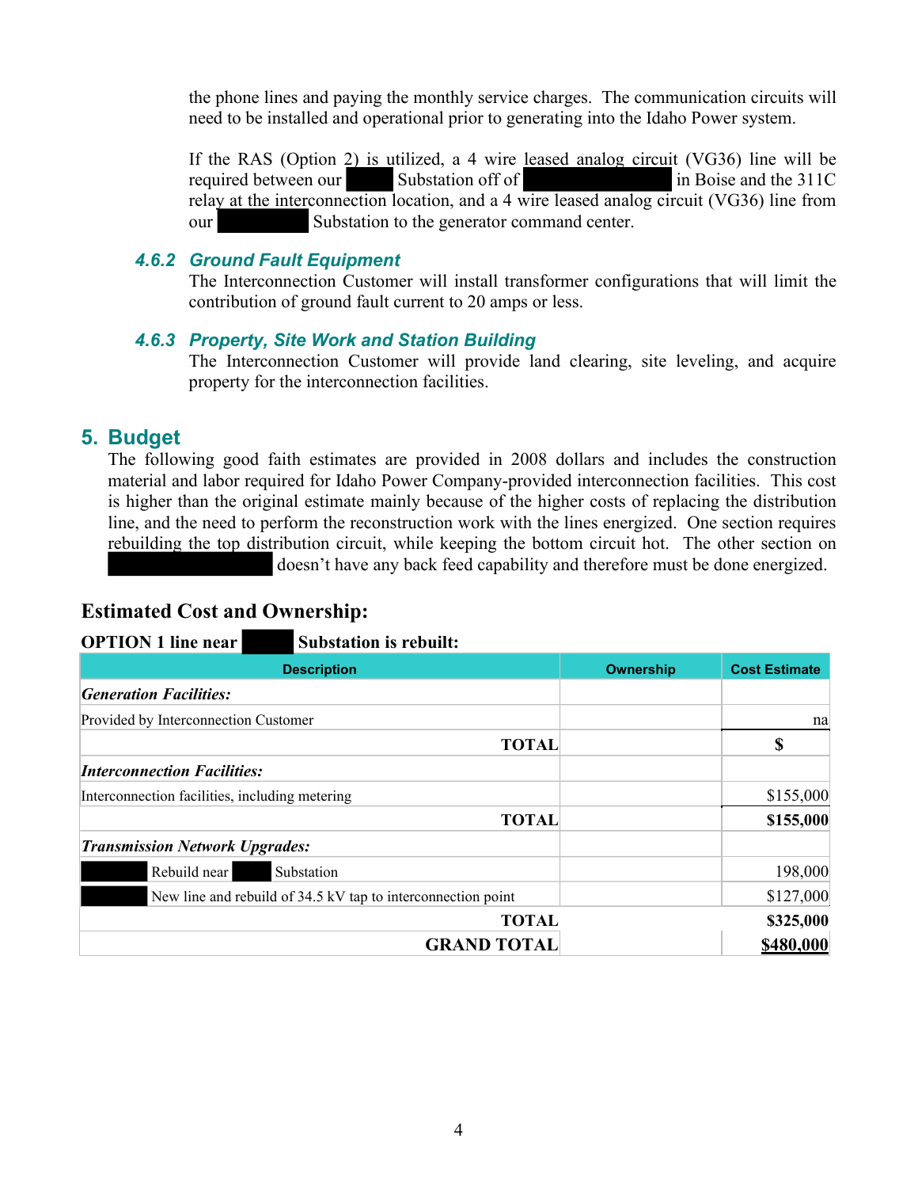the phone lines and paying the monthly service charges. The communication circuits will need to be installed and operational prior to generating into the Idaho Power system.

If the RAS (Option 2) is utilized, a 4 wire leased analog circuit (VG36) line will be required between our ██████ Substation off of ████████████ in Boise and the 311C relay at the interconnection location, and a 4 wire leased analog circuit (VG36) line from our ████████ Substation to the generator command center.

### *4.6.2 Ground Fault Equipment*

The Interconnection Customer will install transformer configurations that will limit the contribution of ground fault current to 20 amps or less.

### *4.6.3 Property, Site Work and Station Building*

The Interconnection Customer will provide land clearing, site leveling, and acquire property for the interconnection facilities.

## 5. Budget

The following good faith estimates are provided in 2008 dollars and includes the construction material and labor required for Idaho Power Company-provided interconnection facilities. This cost is higher than the original estimate mainly because of the higher costs of replacing the distribution line, and the need to perform the reconstruction work with the lines energized. One section requires rebuilding the top distribution circuit, while keeping the bottom circuit hot. The other section on ████████████ doesn't have any back feed capability and therefore must be done energized.

**Estimated Cost and Ownership:**

**OPTION 1 line near ██████ Substation is rebuilt:**

| Description | Ownership | Cost Estimate |
|---|---|---|
| ***Generation Facilities:*** | | |
| Provided by Interconnection Customer | | na |
| **TOTAL** | | **$** |
| ***Interconnection Facilities:*** | | |
| Interconnection facilities, including metering | | $155,000 |
| **TOTAL** | | **$155,000** |
| ***Transmission Network Upgrades:*** | | |
| ██████ Rebuild near ██████ Substation | | 198,000 |
| ██████ New line and rebuild of 34.5 kV tap to interconnection point | | $127,000 |
| **TOTAL** | | **$325,000** |
| **GRAND TOTAL** | | **$480,000** |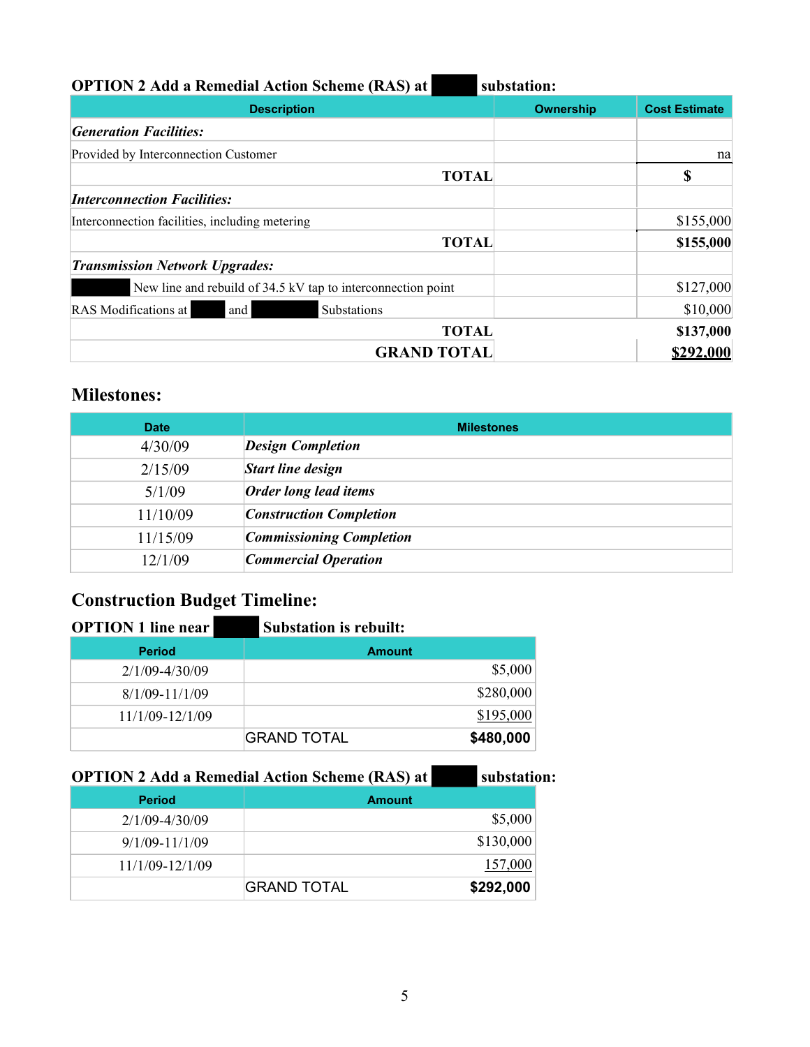**OPTION 2 Add a Remedial Action Scheme (RAS) at ████ substation:**

| Description | Ownership | Cost Estimate |
|---|---|---|
| ***Generation Facilities:*** | | |
| Provided by Interconnection Customer | | na |
| **TOTAL** | | **$** |
| ***Interconnection Facilities:*** | | |
| Interconnection facilities, including metering | | $155,000 |
| **TOTAL** | | **$155,000** |
| ***Transmission Network Upgrades:*** | | |
| ████ New line and rebuild of 34.5 kV tap to interconnection point | | $127,000 |
| RAS Modifications at ████ and ████ Substations | | $10,000 |
| **TOTAL** | | **$137,000** |
| **GRAND TOTAL** | | **$292,000** |

## Milestones:

| Date | Milestones |
|---|---|
| 4/30/09 | ***Design Completion*** |
| 2/15/09 | ***Start line design*** |
| 5/1/09 | ***Order long lead items*** |
| 11/10/09 | ***Construction Completion*** |
| 11/15/09 | ***Commissioning Completion*** |
| 12/1/09 | ***Commercial Operation*** |

## Construction Budget Timeline:

**OPTION 1 line near ████ Substation is rebuilt:**

| Period | Amount | |
|---|---|---|
| 2/1/09-4/30/09 | | $5,000 |
| 8/1/09-11/1/09 | | $280,000 |
| 11/1/09-12/1/09 | | $195,000 |
| | GRAND TOTAL | **$480,000** |

**OPTION 2 Add a Remedial Action Scheme (RAS) at ████ substation:**

| Period | Amount | |
|---|---|---|
| 2/1/09-4/30/09 | | $5,000 |
| 9/1/09-11/1/09 | | $130,000 |
| 11/1/09-12/1/09 | | 157,000 |
| | GRAND TOTAL | **$292,000** |